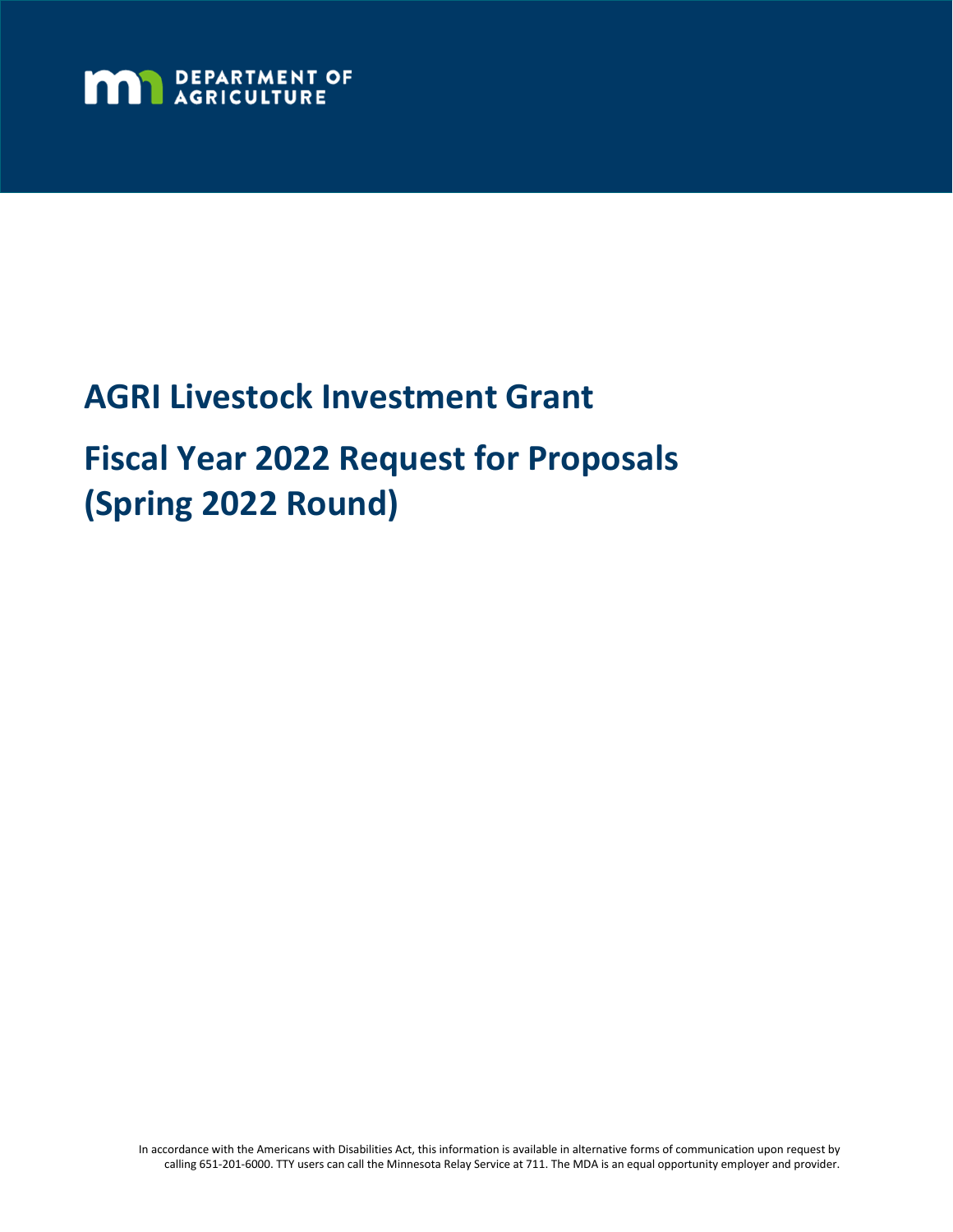DEPARTMENT OF AGRICULTURE

# AGRI Livestock Investment Grant

# Fiscal Year 2022 Request for Proposals (Spring 2022 Round)

In accordance with the Americans with Disabilities Act, this information is available in alternative forms of communication upon request by calling 651-201-6000. TTY users can call the Minnesota Relay Service at 711. The MDA is an equal opportunity employer and provider.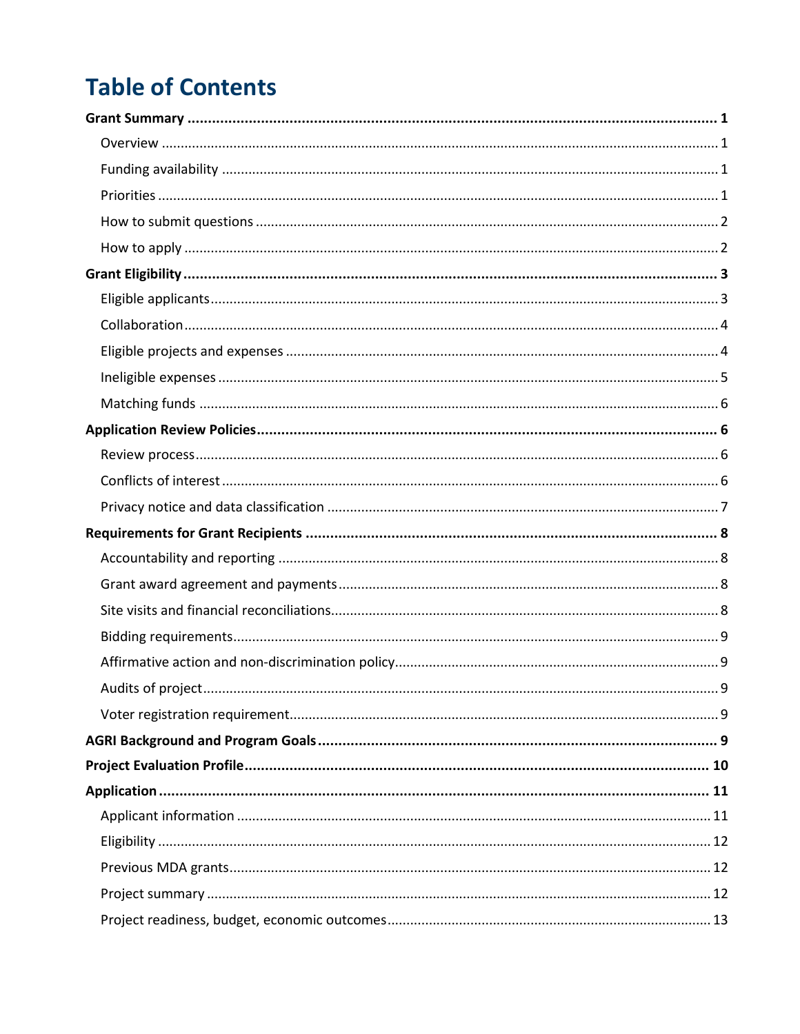# Table of Contents

**Grant Summary** ..... **1**

- Overview ..... 1
- Funding availability ..... 1
- Priorities ..... 1
- How to submit questions ..... 2
- How to apply ..... 2

**Grant Eligibility** ..... **3**

- Eligible applicants ..... 3
- Collaboration ..... 4
- Eligible projects and expenses ..... 4
- Ineligible expenses ..... 5
- Matching funds ..... 6

**Application Review Policies** ..... **6**

- Review process ..... 6
- Conflicts of interest ..... 6
- Privacy notice and data classification ..... 7

**Requirements for Grant Recipients** ..... **8**

- Accountability and reporting ..... 8
- Grant award agreement and payments ..... 8
- Site visits and financial reconciliations ..... 8
- Bidding requirements ..... 9
- Affirmative action and non-discrimination policy ..... 9
- Audits of project ..... 9
- Voter registration requirement ..... 9

**AGRI Background and Program Goals** ..... **9**

**Project Evaluation Profile** ..... **10**

**Application** ..... **11**

- Applicant information ..... 11
- Eligibility ..... 12
- Previous MDA grants ..... 12
- Project summary ..... 12
- Project readiness, budget, economic outcomes ..... 13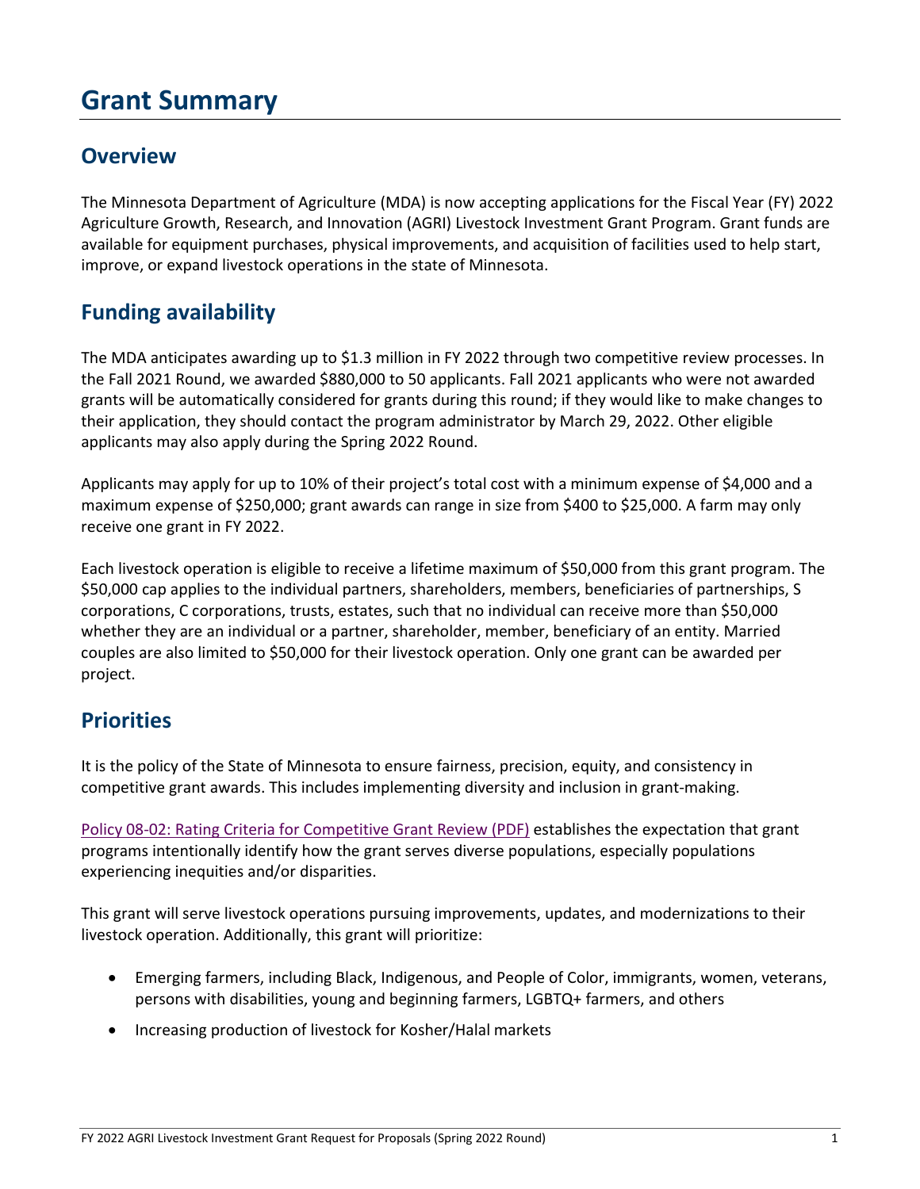# Grant Summary

## Overview

The Minnesota Department of Agriculture (MDA) is now accepting applications for the Fiscal Year (FY) 2022 Agriculture Growth, Research, and Innovation (AGRI) Livestock Investment Grant Program. Grant funds are available for equipment purchases, physical improvements, and acquisition of facilities used to help start, improve, or expand livestock operations in the state of Minnesota.

## Funding availability

The MDA anticipates awarding up to $1.3 million in FY 2022 through two competitive review processes. In the Fall 2021 Round, we awarded $880,000 to 50 applicants. Fall 2021 applicants who were not awarded grants will be automatically considered for grants during this round; if they would like to make changes to their application, they should contact the program administrator by March 29, 2022. Other eligible applicants may also apply during the Spring 2022 Round.

Applicants may apply for up to 10% of their project's total cost with a minimum expense of $4,000 and a maximum expense of $250,000; grant awards can range in size from $400 to $25,000. A farm may only receive one grant in FY 2022.

Each livestock operation is eligible to receive a lifetime maximum of $50,000 from this grant program. The $50,000 cap applies to the individual partners, shareholders, members, beneficiaries of partnerships, S corporations, C corporations, trusts, estates, such that no individual can receive more than $50,000 whether they are an individual or a partner, shareholder, member, beneficiary of an entity. Married couples are also limited to $50,000 for their livestock operation. Only one grant can be awarded per project.

## Priorities

It is the policy of the State of Minnesota to ensure fairness, precision, equity, and consistency in competitive grant awards. This includes implementing diversity and inclusion in grant-making.

Policy 08-02: Rating Criteria for Competitive Grant Review (PDF) establishes the expectation that grant programs intentionally identify how the grant serves diverse populations, especially populations experiencing inequities and/or disparities.

This grant will serve livestock operations pursuing improvements, updates, and modernizations to their livestock operation. Additionally, this grant will prioritize:

- Emerging farmers, including Black, Indigenous, and People of Color, immigrants, women, veterans, persons with disabilities, young and beginning farmers, LGBTQ+ farmers, and others
- Increasing production of livestock for Kosher/Halal markets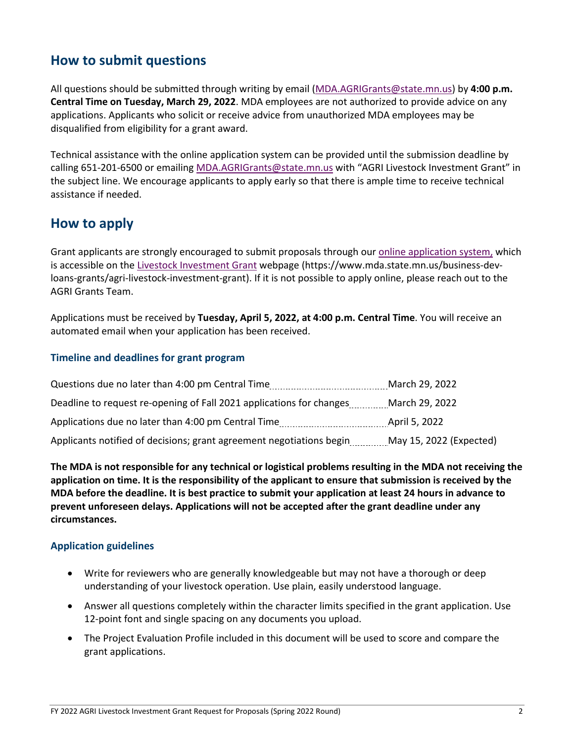## How to submit questions

All questions should be submitted through writing by email (MDA.AGRIGrants@state.mn.us) by **4:00 p.m. Central Time on Tuesday, March 29, 2022**. MDA employees are not authorized to provide advice on any applications. Applicants who solicit or receive advice from unauthorized MDA employees may be disqualified from eligibility for a grant award.

Technical assistance with the online application system can be provided until the submission deadline by calling 651-201-6500 or emailing MDA.AGRIGrants@state.mn.us with "AGRI Livestock Investment Grant" in the subject line. We encourage applicants to apply early so that there is ample time to receive technical assistance if needed.

## How to apply

Grant applicants are strongly encouraged to submit proposals through our online application system, which is accessible on the Livestock Investment Grant webpage (https://www.mda.state.mn.us/business-dev-loans-grants/agri-livestock-investment-grant). If it is not possible to apply online, please reach out to the AGRI Grants Team.

Applications must be received by **Tuesday, April 5, 2022, at 4:00 p.m. Central Time**. You will receive an automated email when your application has been received.

### Timeline and deadlines for grant program

| Milestone | Date |
|---|---|
| Questions due no later than 4:00 pm Central Time | March 29, 2022 |
| Deadline to request re-opening of Fall 2021 applications for changes | March 29, 2022 |
| Applications due no later than 4:00 pm Central Time | April 5, 2022 |
| Applicants notified of decisions; grant agreement negotiations begin | May 15, 2022 (Expected) |

**The MDA is not responsible for any technical or logistical problems resulting in the MDA not receiving the application on time. It is the responsibility of the applicant to ensure that submission is received by the MDA before the deadline. It is best practice to submit your application at least 24 hours in advance to prevent unforeseen delays. Applications will not be accepted after the grant deadline under any circumstances.**

### Application guidelines

- Write for reviewers who are generally knowledgeable but may not have a thorough or deep understanding of your livestock operation. Use plain, easily understood language.
- Answer all questions completely within the character limits specified in the grant application. Use 12-point font and single spacing on any documents you upload.
- The Project Evaluation Profile included in this document will be used to score and compare the grant applications.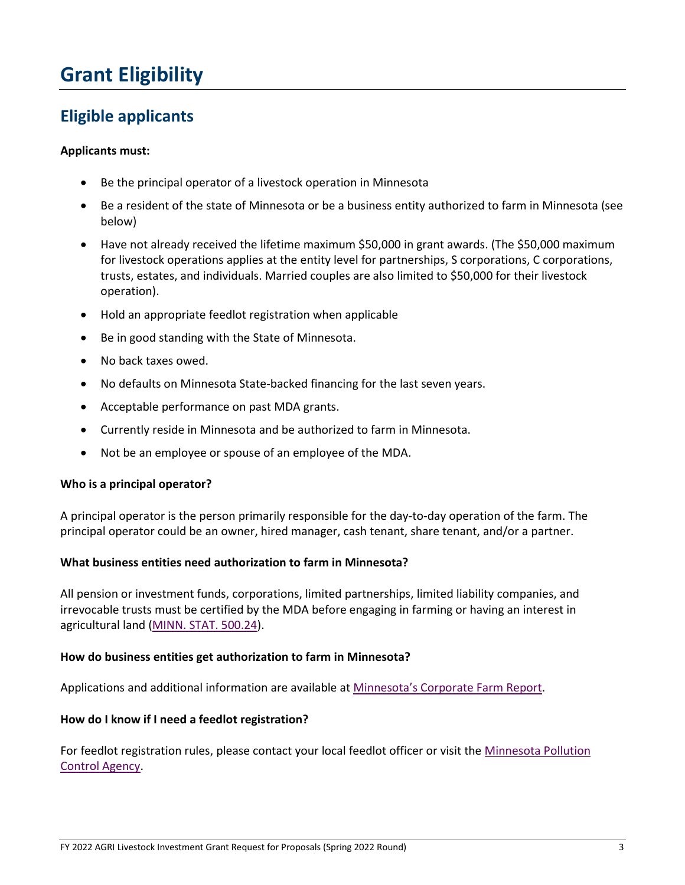# Grant Eligibility

## Eligible applicants

**Applicants must:**

- Be the principal operator of a livestock operation in Minnesota
- Be a resident of the state of Minnesota or be a business entity authorized to farm in Minnesota (see below)
- Have not already received the lifetime maximum $50,000 in grant awards. (The $50,000 maximum for livestock operations applies at the entity level for partnerships, S corporations, C corporations, trusts, estates, and individuals. Married couples are also limited to $50,000 for their livestock operation).
- Hold an appropriate feedlot registration when applicable
- Be in good standing with the State of Minnesota.
- No back taxes owed.
- No defaults on Minnesota State-backed financing for the last seven years.
- Acceptable performance on past MDA grants.
- Currently reside in Minnesota and be authorized to farm in Minnesota.
- Not be an employee or spouse of an employee of the MDA.

**Who is a principal operator?**

A principal operator is the person primarily responsible for the day-to-day operation of the farm. The principal operator could be an owner, hired manager, cash tenant, share tenant, and/or a partner.

**What business entities need authorization to farm in Minnesota?**

All pension or investment funds, corporations, limited partnerships, limited liability companies, and irrevocable trusts must be certified by the MDA before engaging in farming or having an interest in agricultural land (MINN. STAT. 500.24).

**How do business entities get authorization to farm in Minnesota?**

Applications and additional information are available at Minnesota's Corporate Farm Report.

**How do I know if I need a feedlot registration?**

For feedlot registration rules, please contact your local feedlot officer or visit the Minnesota Pollution Control Agency.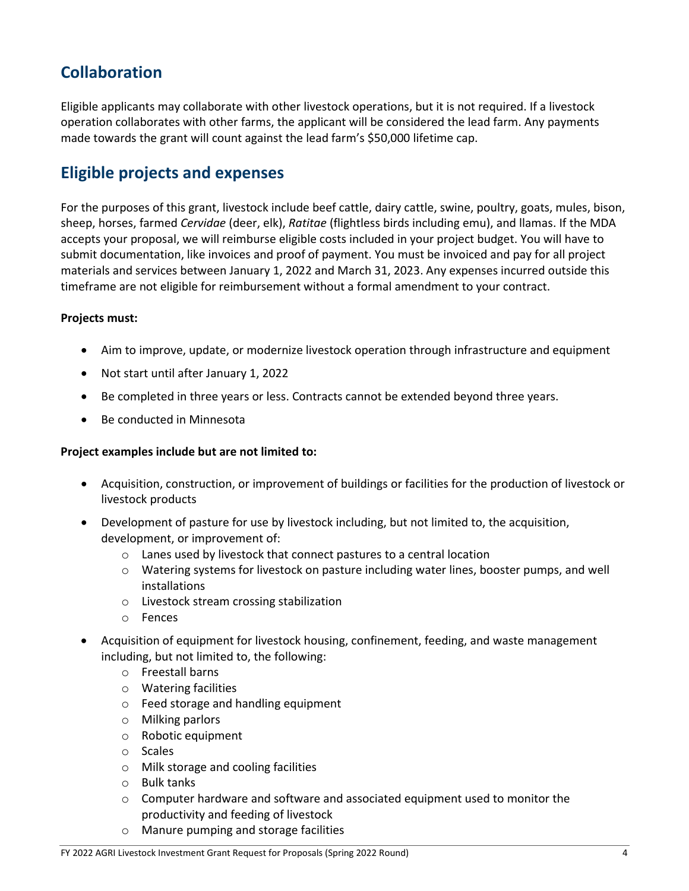## Collaboration

Eligible applicants may collaborate with other livestock operations, but it is not required. If a livestock operation collaborates with other farms, the applicant will be considered the lead farm. Any payments made towards the grant will count against the lead farm's $50,000 lifetime cap.

## Eligible projects and expenses

For the purposes of this grant, livestock include beef cattle, dairy cattle, swine, poultry, goats, mules, bison, sheep, horses, farmed *Cervidae* (deer, elk), *Ratitae* (flightless birds including emu), and llamas. If the MDA accepts your proposal, we will reimburse eligible costs included in your project budget. You will have to submit documentation, like invoices and proof of payment. You must be invoiced and pay for all project materials and services between January 1, 2022 and March 31, 2023. Any expenses incurred outside this timeframe are not eligible for reimbursement without a formal amendment to your contract.

**Projects must:**

- Aim to improve, update, or modernize livestock operation through infrastructure and equipment
- Not start until after January 1, 2022
- Be completed in three years or less. Contracts cannot be extended beyond three years.
- Be conducted in Minnesota

**Project examples include but are not limited to:**

- Acquisition, construction, or improvement of buildings or facilities for the production of livestock or livestock products
- Development of pasture for use by livestock including, but not limited to, the acquisition, development, or improvement of:
    - Lanes used by livestock that connect pastures to a central location
    - Watering systems for livestock on pasture including water lines, booster pumps, and well installations
    - Livestock stream crossing stabilization
    - Fences
- Acquisition of equipment for livestock housing, confinement, feeding, and waste management including, but not limited to, the following:
    - Freestall barns
    - Watering facilities
    - Feed storage and handling equipment
    - Milking parlors
    - Robotic equipment
    - Scales
    - Milk storage and cooling facilities
    - Bulk tanks
    - Computer hardware and software and associated equipment used to monitor the productivity and feeding of livestock
    - Manure pumping and storage facilities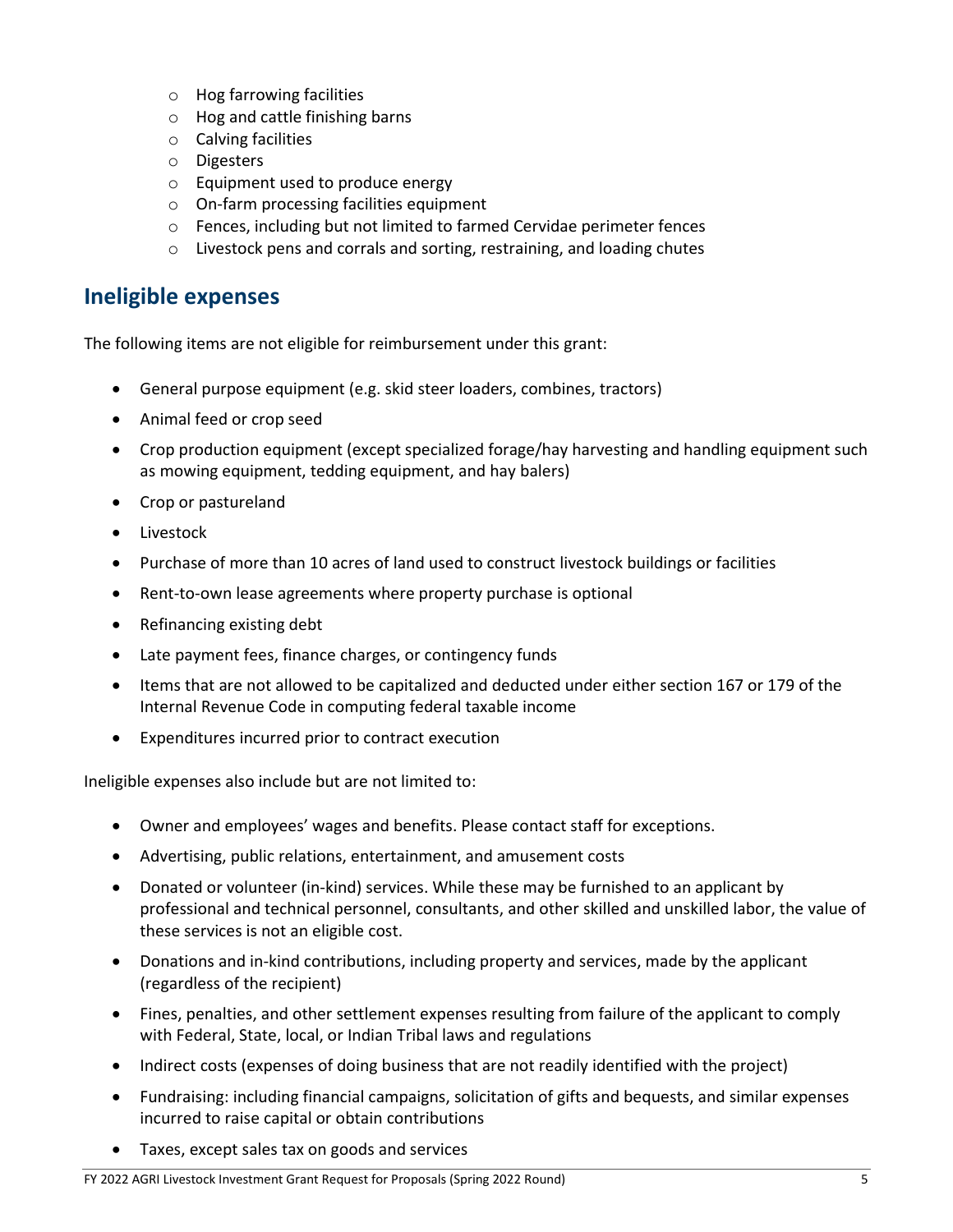- Hog farrowing facilities
  - Hog and cattle finishing barns
  - Calving facilities
  - Digesters
  - Equipment used to produce energy
  - On-farm processing facilities equipment
  - Fences, including but not limited to farmed Cervidae perimeter fences
  - Livestock pens and corrals and sorting, restraining, and loading chutes

## Ineligible expenses

The following items are not eligible for reimbursement under this grant:

- General purpose equipment (e.g. skid steer loaders, combines, tractors)
- Animal feed or crop seed
- Crop production equipment (except specialized forage/hay harvesting and handling equipment such as mowing equipment, tedding equipment, and hay balers)
- Crop or pastureland
- Livestock
- Purchase of more than 10 acres of land used to construct livestock buildings or facilities
- Rent-to-own lease agreements where property purchase is optional
- Refinancing existing debt
- Late payment fees, finance charges, or contingency funds
- Items that are not allowed to be capitalized and deducted under either section 167 or 179 of the Internal Revenue Code in computing federal taxable income
- Expenditures incurred prior to contract execution

Ineligible expenses also include but are not limited to:

- Owner and employees' wages and benefits. Please contact staff for exceptions.
- Advertising, public relations, entertainment, and amusement costs
- Donated or volunteer (in-kind) services. While these may be furnished to an applicant by professional and technical personnel, consultants, and other skilled and unskilled labor, the value of these services is not an eligible cost.
- Donations and in-kind contributions, including property and services, made by the applicant (regardless of the recipient)
- Fines, penalties, and other settlement expenses resulting from failure of the applicant to comply with Federal, State, local, or Indian Tribal laws and regulations
- Indirect costs (expenses of doing business that are not readily identified with the project)
- Fundraising: including financial campaigns, solicitation of gifts and bequests, and similar expenses incurred to raise capital or obtain contributions
- Taxes, except sales tax on goods and services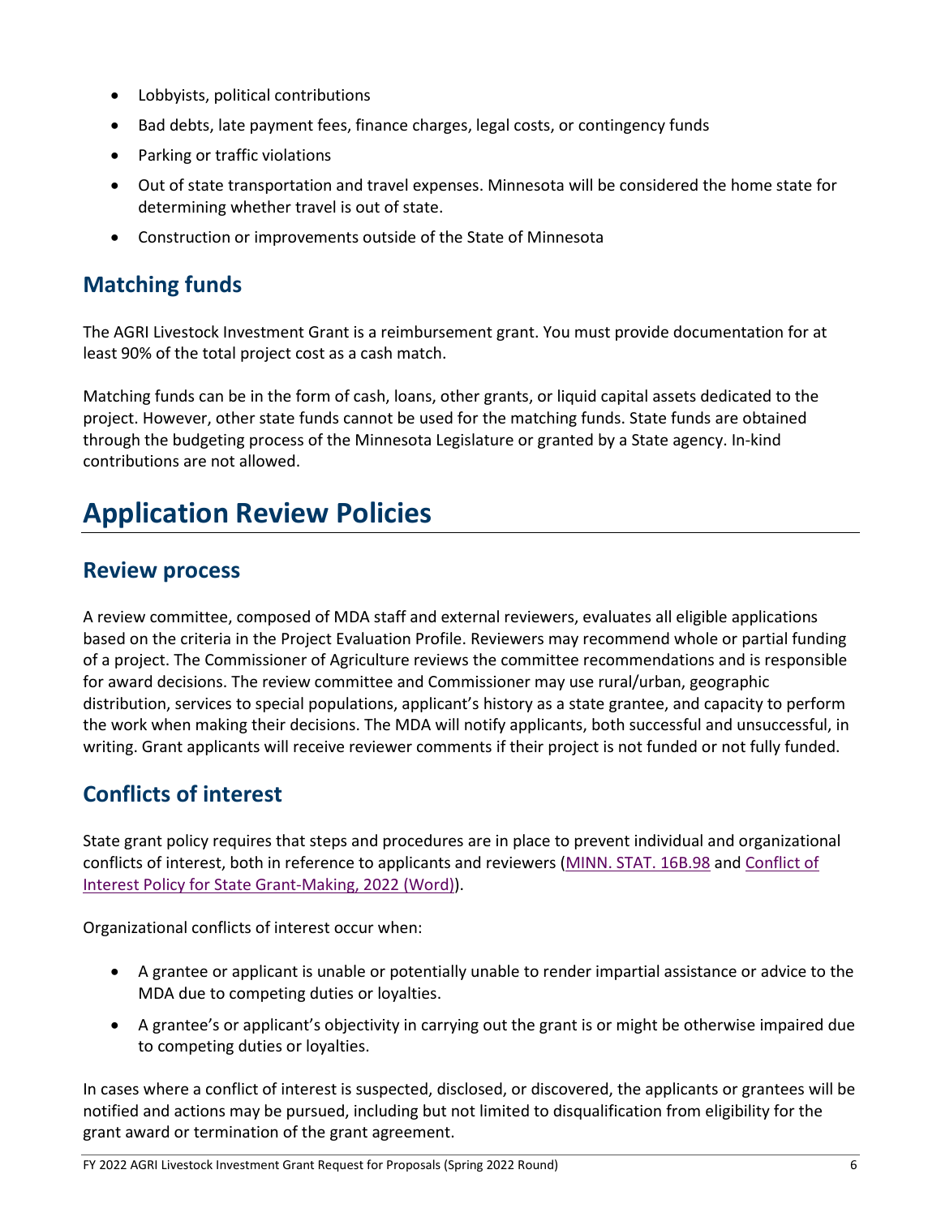- Lobbyists, political contributions
- Bad debts, late payment fees, finance charges, legal costs, or contingency funds
- Parking or traffic violations
- Out of state transportation and travel expenses. Minnesota will be considered the home state for determining whether travel is out of state.
- Construction or improvements outside of the State of Minnesota

## Matching funds

The AGRI Livestock Investment Grant is a reimbursement grant. You must provide documentation for at least 90% of the total project cost as a cash match.

Matching funds can be in the form of cash, loans, other grants, or liquid capital assets dedicated to the project. However, other state funds cannot be used for the matching funds. State funds are obtained through the budgeting process of the Minnesota Legislature or granted by a State agency. In-kind contributions are not allowed.

# Application Review Policies

## Review process

A review committee, composed of MDA staff and external reviewers, evaluates all eligible applications based on the criteria in the Project Evaluation Profile. Reviewers may recommend whole or partial funding of a project. The Commissioner of Agriculture reviews the committee recommendations and is responsible for award decisions. The review committee and Commissioner may use rural/urban, geographic distribution, services to special populations, applicant's history as a state grantee, and capacity to perform the work when making their decisions. The MDA will notify applicants, both successful and unsuccessful, in writing. Grant applicants will receive reviewer comments if their project is not funded or not fully funded.

## Conflicts of interest

State grant policy requires that steps and procedures are in place to prevent individual and organizational conflicts of interest, both in reference to applicants and reviewers (MINN. STAT. 16B.98 and Conflict of Interest Policy for State Grant-Making, 2022 (Word)).

Organizational conflicts of interest occur when:

- A grantee or applicant is unable or potentially unable to render impartial assistance or advice to the MDA due to competing duties or loyalties.
- A grantee's or applicant's objectivity in carrying out the grant is or might be otherwise impaired due to competing duties or loyalties.

In cases where a conflict of interest is suspected, disclosed, or discovered, the applicants or grantees will be notified and actions may be pursued, including but not limited to disqualification from eligibility for the grant award or termination of the grant agreement.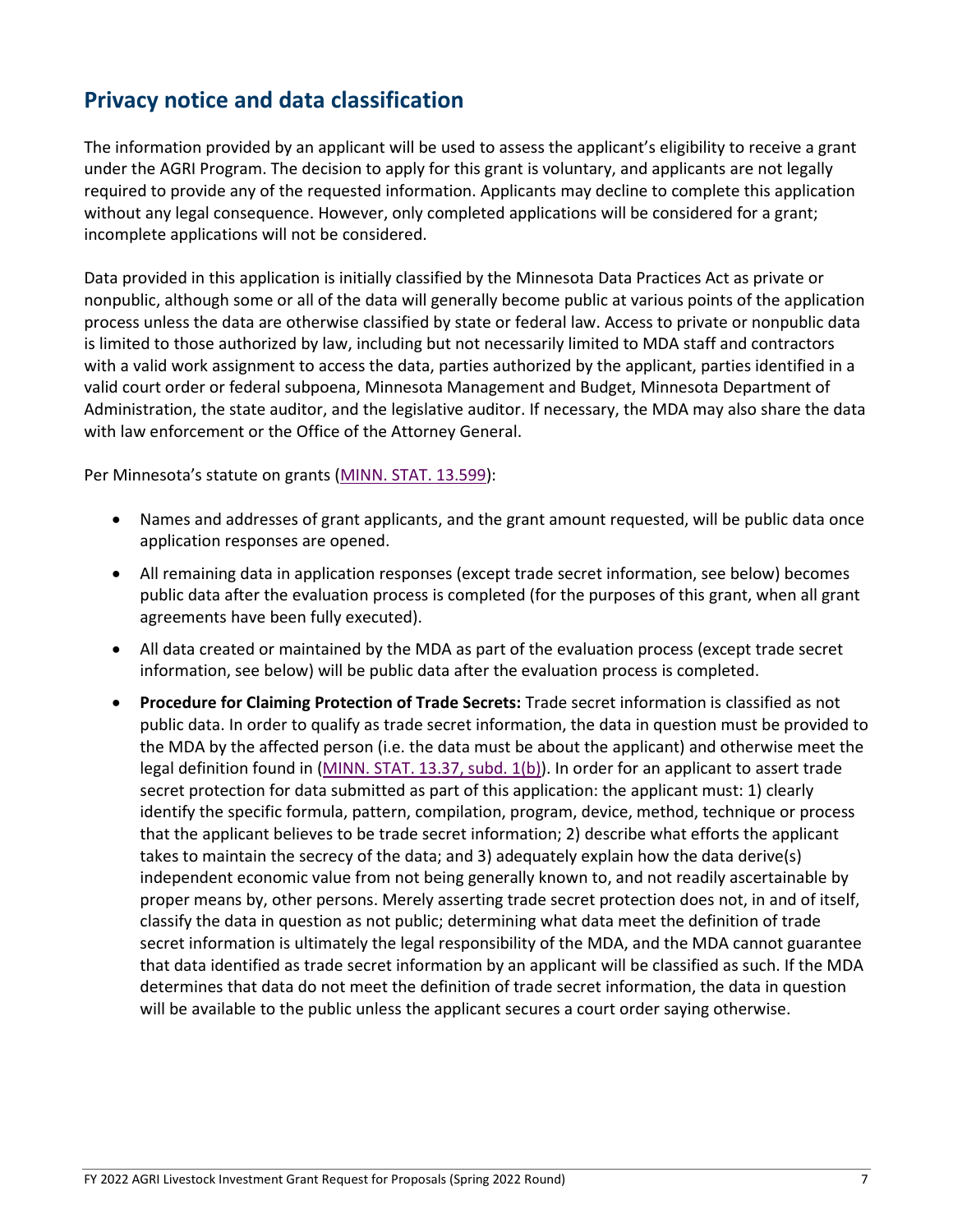## Privacy notice and data classification

The information provided by an applicant will be used to assess the applicant's eligibility to receive a grant under the AGRI Program. The decision to apply for this grant is voluntary, and applicants are not legally required to provide any of the requested information. Applicants may decline to complete this application without any legal consequence. However, only completed applications will be considered for a grant; incomplete applications will not be considered.

Data provided in this application is initially classified by the Minnesota Data Practices Act as private or nonpublic, although some or all of the data will generally become public at various points of the application process unless the data are otherwise classified by state or federal law. Access to private or nonpublic data is limited to those authorized by law, including but not necessarily limited to MDA staff and contractors with a valid work assignment to access the data, parties authorized by the applicant, parties identified in a valid court order or federal subpoena, Minnesota Management and Budget, Minnesota Department of Administration, the state auditor, and the legislative auditor. If necessary, the MDA may also share the data with law enforcement or the Office of the Attorney General.

Per Minnesota's statute on grants (MINN. STAT. 13.599):

- Names and addresses of grant applicants, and the grant amount requested, will be public data once application responses are opened.
- All remaining data in application responses (except trade secret information, see below) becomes public data after the evaluation process is completed (for the purposes of this grant, when all grant agreements have been fully executed).
- All data created or maintained by the MDA as part of the evaluation process (except trade secret information, see below) will be public data after the evaluation process is completed.
- **Procedure for Claiming Protection of Trade Secrets:** Trade secret information is classified as not public data. In order to qualify as trade secret information, the data in question must be provided to the MDA by the affected person (i.e. the data must be about the applicant) and otherwise meet the legal definition found in (MINN. STAT. 13.37, subd. 1(b)). In order for an applicant to assert trade secret protection for data submitted as part of this application: the applicant must: 1) clearly identify the specific formula, pattern, compilation, program, device, method, technique or process that the applicant believes to be trade secret information; 2) describe what efforts the applicant takes to maintain the secrecy of the data; and 3) adequately explain how the data derive(s) independent economic value from not being generally known to, and not readily ascertainable by proper means by, other persons. Merely asserting trade secret protection does not, in and of itself, classify the data in question as not public; determining what data meet the definition of trade secret information is ultimately the legal responsibility of the MDA, and the MDA cannot guarantee that data identified as trade secret information by an applicant will be classified as such. If the MDA determines that data do not meet the definition of trade secret information, the data in question will be available to the public unless the applicant secures a court order saying otherwise.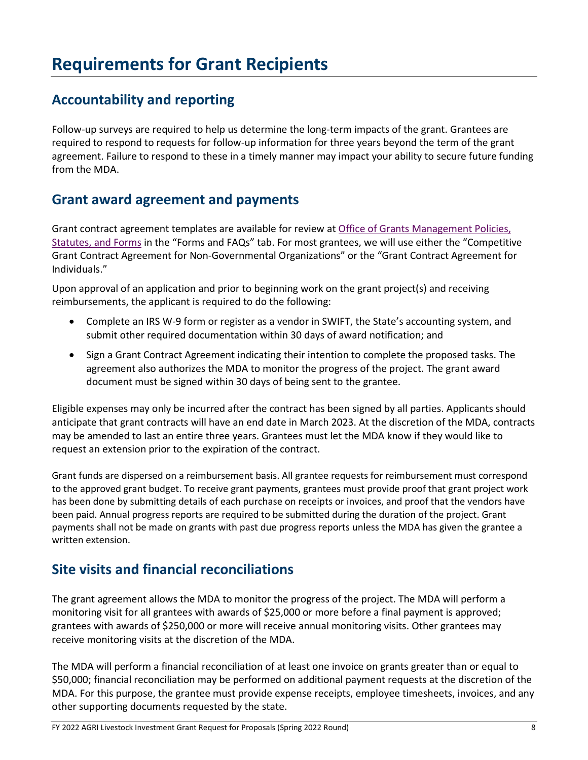# Requirements for Grant Recipients

## Accountability and reporting

Follow-up surveys are required to help us determine the long-term impacts of the grant. Grantees are required to respond to requests for follow-up information for three years beyond the term of the grant agreement. Failure to respond to these in a timely manner may impact your ability to secure future funding from the MDA.

## Grant award agreement and payments

Grant contract agreement templates are available for review at [Office of Grants Management Policies, Statutes, and Forms]() in the "Forms and FAQs" tab. For most grantees, we will use either the "Competitive Grant Contract Agreement for Non-Governmental Organizations" or the "Grant Contract Agreement for Individuals."

Upon approval of an application and prior to beginning work on the grant project(s) and receiving reimbursements, the applicant is required to do the following:

- Complete an IRS W-9 form or register as a vendor in SWIFT, the State's accounting system, and submit other required documentation within 30 days of award notification; and
- Sign a Grant Contract Agreement indicating their intention to complete the proposed tasks. The agreement also authorizes the MDA to monitor the progress of the project. The grant award document must be signed within 30 days of being sent to the grantee.

Eligible expenses may only be incurred after the contract has been signed by all parties. Applicants should anticipate that grant contracts will have an end date in March 2023. At the discretion of the MDA, contracts may be amended to last an entire three years. Grantees must let the MDA know if they would like to request an extension prior to the expiration of the contract.

Grant funds are dispersed on a reimbursement basis. All grantee requests for reimbursement must correspond to the approved grant budget. To receive grant payments, grantees must provide proof that grant project work has been done by submitting details of each purchase on receipts or invoices, and proof that the vendors have been paid. Annual progress reports are required to be submitted during the duration of the project. Grant payments shall not be made on grants with past due progress reports unless the MDA has given the grantee a written extension.

## Site visits and financial reconciliations

The grant agreement allows the MDA to monitor the progress of the project. The MDA will perform a monitoring visit for all grantees with awards of $25,000 or more before a final payment is approved; grantees with awards of $250,000 or more will receive annual monitoring visits. Other grantees may receive monitoring visits at the discretion of the MDA.

The MDA will perform a financial reconciliation of at least one invoice on grants greater than or equal to $50,000; financial reconciliation may be performed on additional payment requests at the discretion of the MDA. For this purpose, the grantee must provide expense receipts, employee timesheets, invoices, and any other supporting documents requested by the state.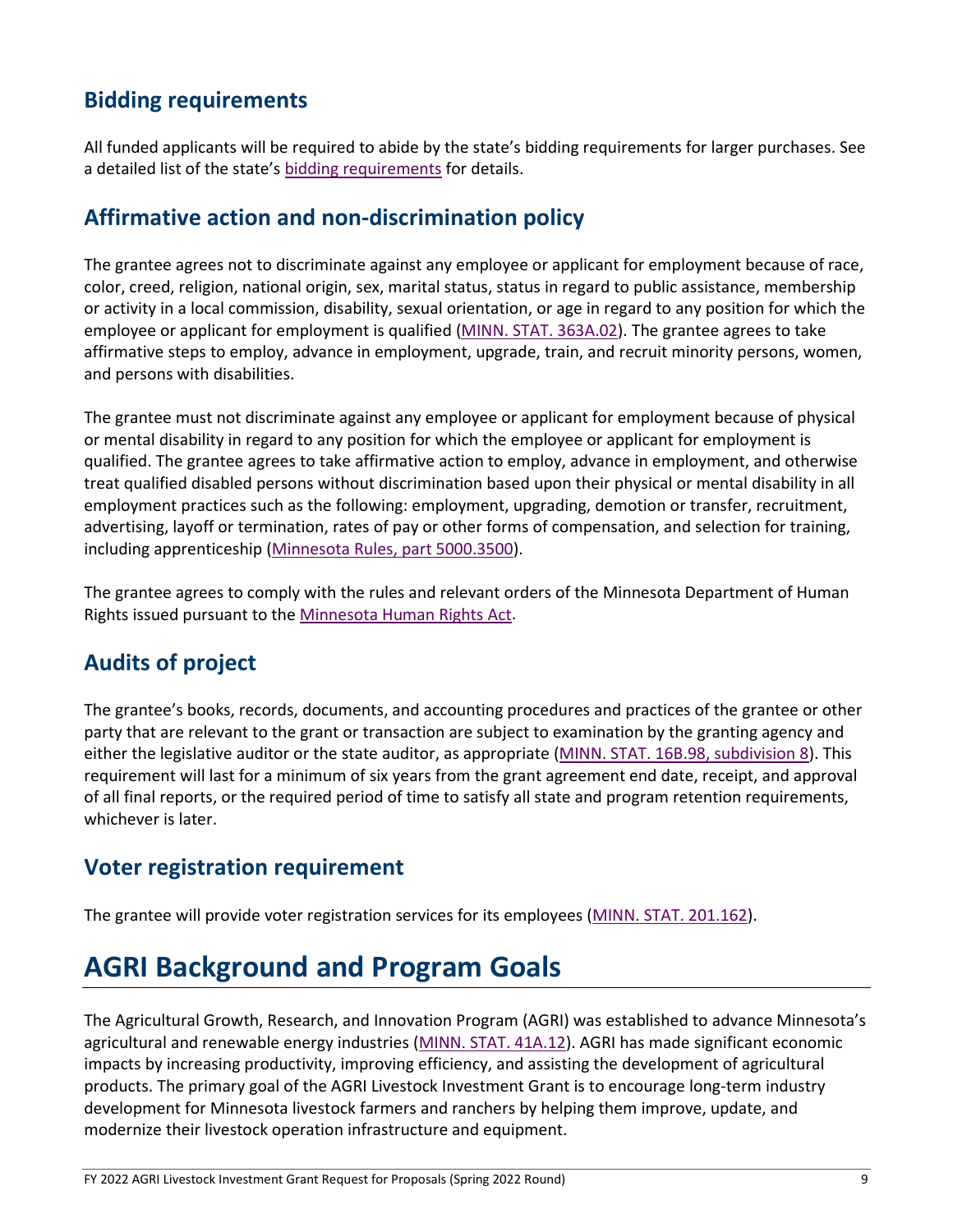## Bidding requirements

All funded applicants will be required to abide by the state's bidding requirements for larger purchases. See a detailed list of the state's bidding requirements for details.

## Affirmative action and non-discrimination policy

The grantee agrees not to discriminate against any employee or applicant for employment because of race, color, creed, religion, national origin, sex, marital status, status in regard to public assistance, membership or activity in a local commission, disability, sexual orientation, or age in regard to any position for which the employee or applicant for employment is qualified (MINN. STAT. 363A.02). The grantee agrees to take affirmative steps to employ, advance in employment, upgrade, train, and recruit minority persons, women, and persons with disabilities.

The grantee must not discriminate against any employee or applicant for employment because of physical or mental disability in regard to any position for which the employee or applicant for employment is qualified. The grantee agrees to take affirmative action to employ, advance in employment, and otherwise treat qualified disabled persons without discrimination based upon their physical or mental disability in all employment practices such as the following: employment, upgrading, demotion or transfer, recruitment, advertising, layoff or termination, rates of pay or other forms of compensation, and selection for training, including apprenticeship (Minnesota Rules, part 5000.3500).

The grantee agrees to comply with the rules and relevant orders of the Minnesota Department of Human Rights issued pursuant to the Minnesota Human Rights Act.

## Audits of project

The grantee's books, records, documents, and accounting procedures and practices of the grantee or other party that are relevant to the grant or transaction are subject to examination by the granting agency and either the legislative auditor or the state auditor, as appropriate (MINN. STAT. 16B.98, subdivision 8). This requirement will last for a minimum of six years from the grant agreement end date, receipt, and approval of all final reports, or the required period of time to satisfy all state and program retention requirements, whichever is later.

## Voter registration requirement

The grantee will provide voter registration services for its employees (MINN. STAT. 201.162).

# AGRI Background and Program Goals

The Agricultural Growth, Research, and Innovation Program (AGRI) was established to advance Minnesota's agricultural and renewable energy industries (MINN. STAT. 41A.12). AGRI has made significant economic impacts by increasing productivity, improving efficiency, and assisting the development of agricultural products. The primary goal of the AGRI Livestock Investment Grant is to encourage long-term industry development for Minnesota livestock farmers and ranchers by helping them improve, update, and modernize their livestock operation infrastructure and equipment.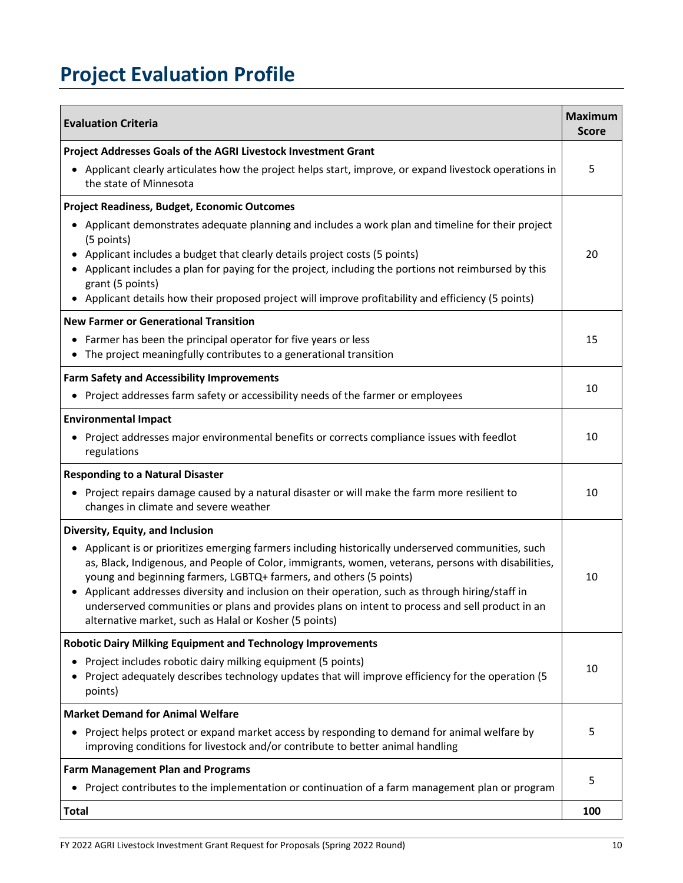# Project Evaluation Profile

| Evaluation Criteria | Maximum Score |
|---|---|
| **Project Addresses Goals of the AGRI Livestock Investment Grant**<br>• Applicant clearly articulates how the project helps start, improve, or expand livestock operations in the state of Minnesota | 5 |
| **Project Readiness, Budget, Economic Outcomes**<br>• Applicant demonstrates adequate planning and includes a work plan and timeline for their project (5 points)<br>• Applicant includes a budget that clearly details project costs (5 points)<br>• Applicant includes a plan for paying for the project, including the portions not reimbursed by this grant (5 points)<br>• Applicant details how their proposed project will improve profitability and efficiency (5 points) | 20 |
| **New Farmer or Generational Transition**<br>• Farmer has been the principal operator for five years or less<br>• The project meaningfully contributes to a generational transition | 15 |
| **Farm Safety and Accessibility Improvements**<br>• Project addresses farm safety or accessibility needs of the farmer or employees | 10 |
| **Environmental Impact**<br>• Project addresses major environmental benefits or corrects compliance issues with feedlot regulations | 10 |
| **Responding to a Natural Disaster**<br>• Project repairs damage caused by a natural disaster or will make the farm more resilient to changes in climate and severe weather | 10 |
| **Diversity, Equity, and Inclusion**<br>• Applicant is or prioritizes emerging farmers including historically underserved communities, such as, Black, Indigenous, and People of Color, immigrants, women, veterans, persons with disabilities, young and beginning farmers, LGBTQ+ farmers, and others (5 points)<br>• Applicant addresses diversity and inclusion on their operation, such as through hiring/staff in underserved communities or plans and provides plans on intent to process and sell product in an alternative market, such as Halal or Kosher (5 points) | 10 |
| **Robotic Dairy Milking Equipment and Technology Improvements**<br>• Project includes robotic dairy milking equipment (5 points)<br>• Project adequately describes technology updates that will improve efficiency for the operation (5 points) | 10 |
| **Market Demand for Animal Welfare**<br>• Project helps protect or expand market access by responding to demand for animal welfare by improving conditions for livestock and/or contribute to better animal handling | 5 |
| **Farm Management Plan and Programs**<br>• Project contributes to the implementation or continuation of a farm management plan or program | 5 |
| **Total** | **100** |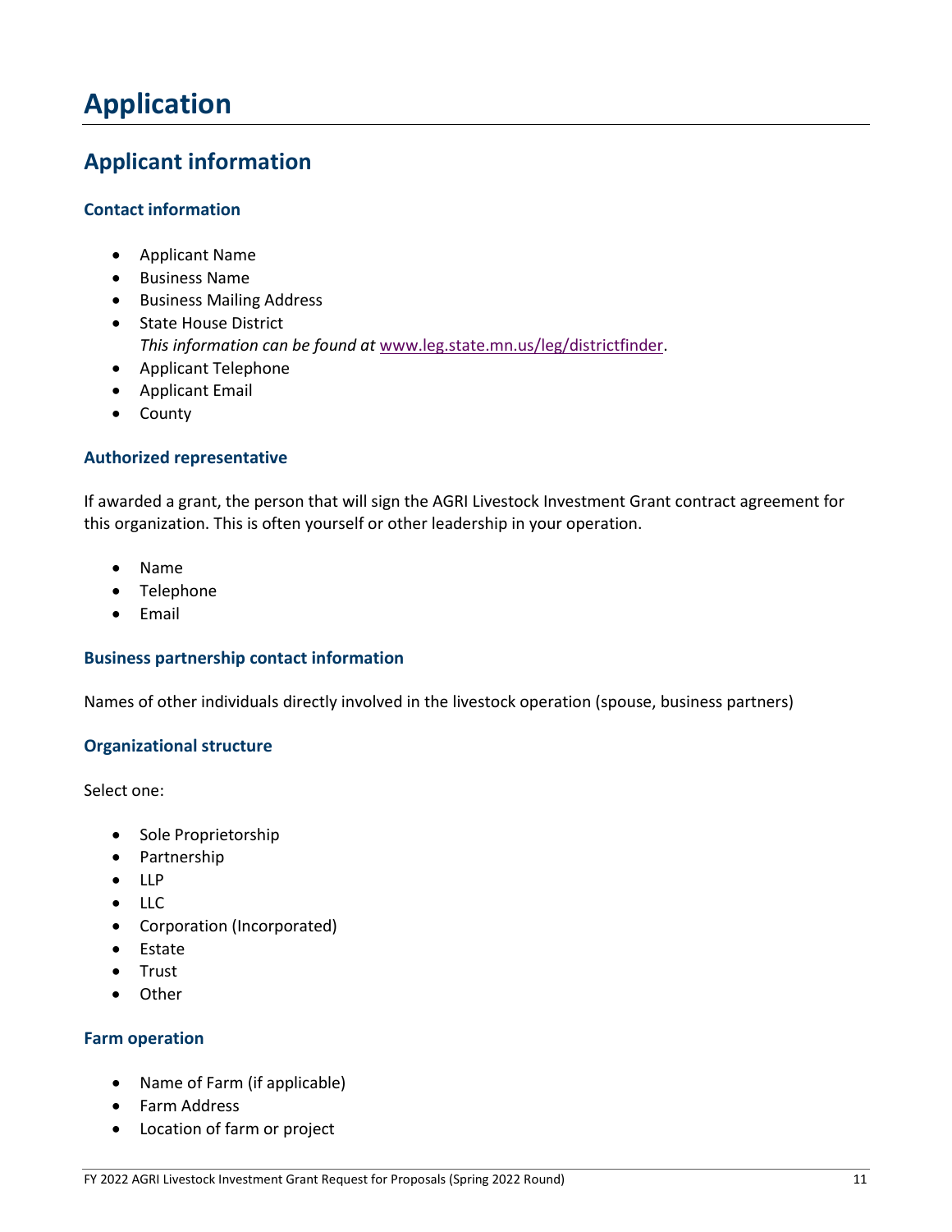# Application

## Applicant information

### Contact information

- Applicant Name
- Business Name
- Business Mailing Address
- State House District
  *This information can be found at* [www.leg.state.mn.us/leg/districtfinder](www.leg.state.mn.us/leg/districtfinder).
- Applicant Telephone
- Applicant Email
- County

### Authorized representative

If awarded a grant, the person that will sign the AGRI Livestock Investment Grant contract agreement for this organization. This is often yourself or other leadership in your operation.

- Name
- Telephone
- Email

### Business partnership contact information

Names of other individuals directly involved in the livestock operation (spouse, business partners)

### Organizational structure

Select one:

- Sole Proprietorship
- Partnership
- LLP
- LLC
- Corporation (Incorporated)
- Estate
- Trust
- Other

### Farm operation

- Name of Farm (if applicable)
- Farm Address
- Location of farm or project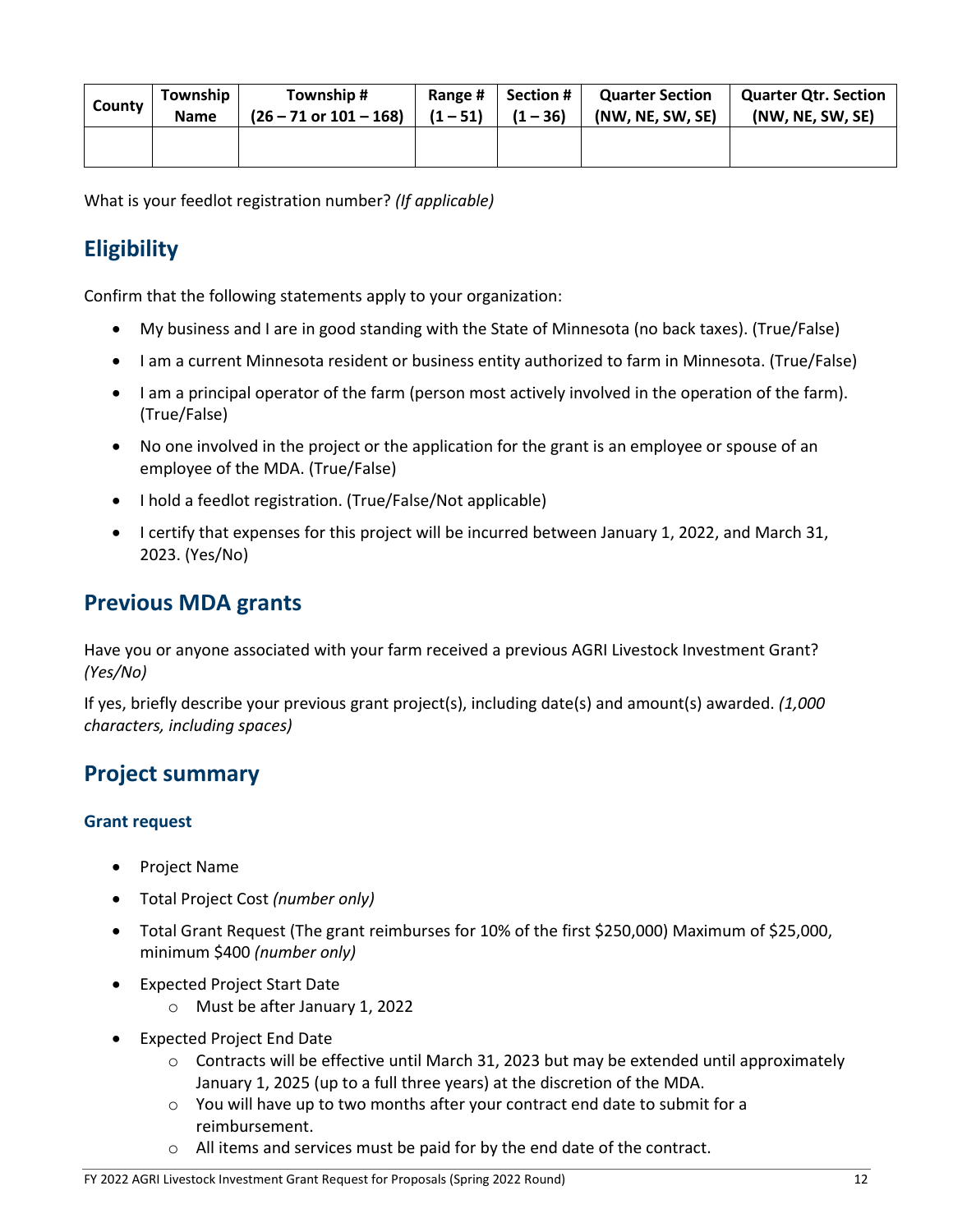| County | Township Name | Township # (26 – 71 or 101 – 168) | Range # (1 – 51) | Section # (1 – 36) | Quarter Section (NW, NE, SW, SE) | Quarter Qtr. Section (NW, NE, SW, SE) |
|---|---|---|---|---|---|---|
| | | | | | | |

What is your feedlot registration number? *(If applicable)*

## Eligibility

Confirm that the following statements apply to your organization:

- My business and I are in good standing with the State of Minnesota (no back taxes). (True/False)
- I am a current Minnesota resident or business entity authorized to farm in Minnesota. (True/False)
- I am a principal operator of the farm (person most actively involved in the operation of the farm). (True/False)
- No one involved in the project or the application for the grant is an employee or spouse of an employee of the MDA. (True/False)
- I hold a feedlot registration. (True/False/Not applicable)
- I certify that expenses for this project will be incurred between January 1, 2022, and March 31, 2023. (Yes/No)

## Previous MDA grants

Have you or anyone associated with your farm received a previous AGRI Livestock Investment Grant? *(Yes/No)*

If yes, briefly describe your previous grant project(s), including date(s) and amount(s) awarded. *(1,000 characters, including spaces)*

## Project summary

### Grant request

- Project Name
- Total Project Cost *(number only)*
- Total Grant Request (The grant reimburses for 10% of the first $250,000) Maximum of $25,000, minimum $400 *(number only)*
- Expected Project Start Date
  - Must be after January 1, 2022
- Expected Project End Date
  - Contracts will be effective until March 31, 2023 but may be extended until approximately January 1, 2025 (up to a full three years) at the discretion of the MDA.
  - You will have up to two months after your contract end date to submit for a reimbursement.
  - All items and services must be paid for by the end date of the contract.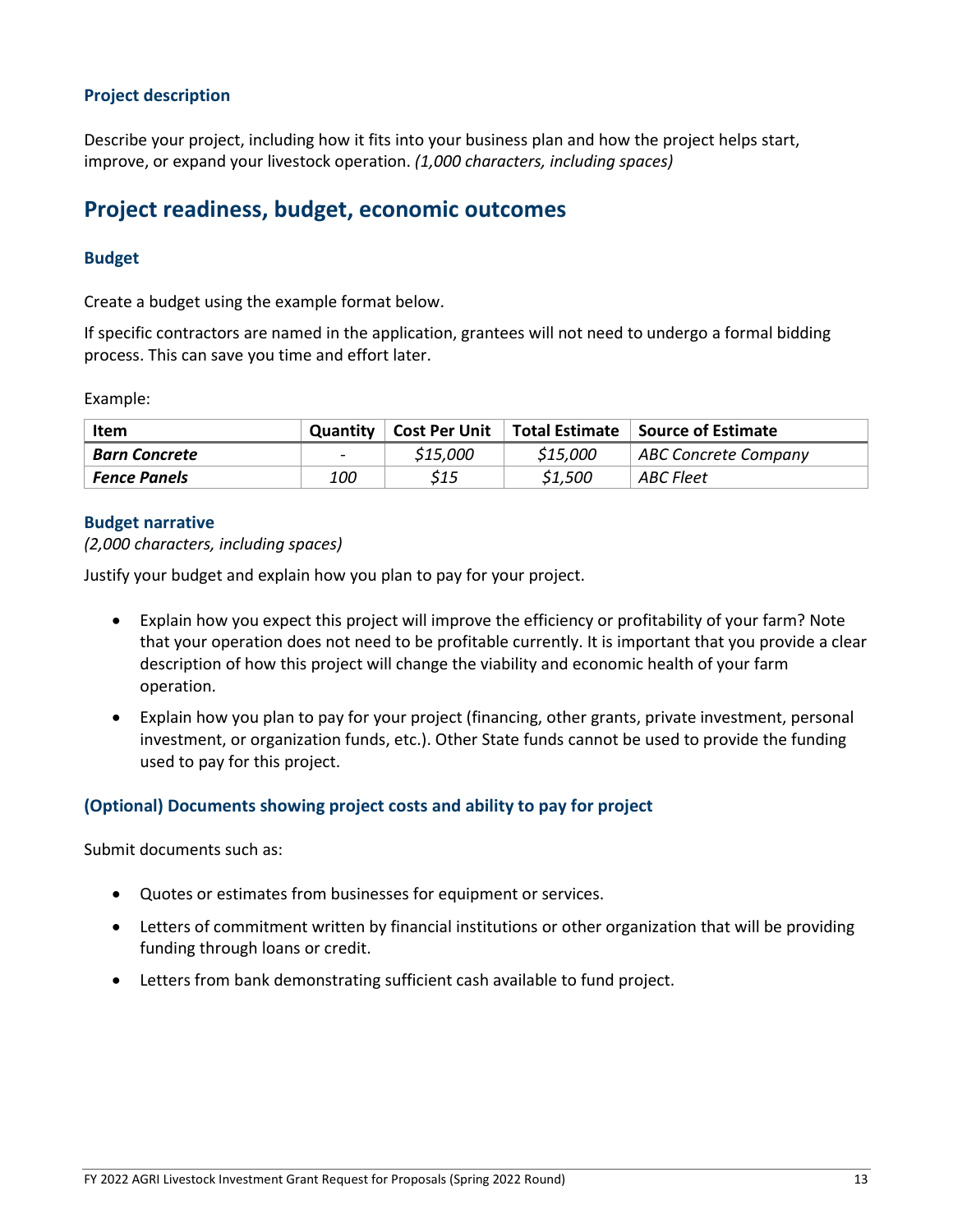### Project description

Describe your project, including how it fits into your business plan and how the project helps start, improve, or expand your livestock operation. *(1,000 characters, including spaces)*

## Project readiness, budget, economic outcomes

### Budget

Create a budget using the example format below.

If specific contractors are named in the application, grantees will not need to undergo a formal bidding process. This can save you time and effort later.

Example:

| Item | Quantity | Cost Per Unit | Total Estimate | Source of Estimate |
|---|---|---|---|---|
| ***Barn Concrete*** | - | *$15,000* | *$15,000* | *ABC Concrete Company* |
| ***Fence Panels*** | *100* | *$15* | *$1,500* | *ABC Fleet* |

### Budget narrative

*(2,000 characters, including spaces)*

Justify your budget and explain how you plan to pay for your project.

- Explain how you expect this project will improve the efficiency or profitability of your farm? Note that your operation does not need to be profitable currently. It is important that you provide a clear description of how this project will change the viability and economic health of your farm operation.
- Explain how you plan to pay for your project (financing, other grants, private investment, personal investment, or organization funds, etc.). Other State funds cannot be used to provide the funding used to pay for this project.

### (Optional) Documents showing project costs and ability to pay for project

Submit documents such as:

- Quotes or estimates from businesses for equipment or services.
- Letters of commitment written by financial institutions or other organization that will be providing funding through loans or credit.
- Letters from bank demonstrating sufficient cash available to fund project.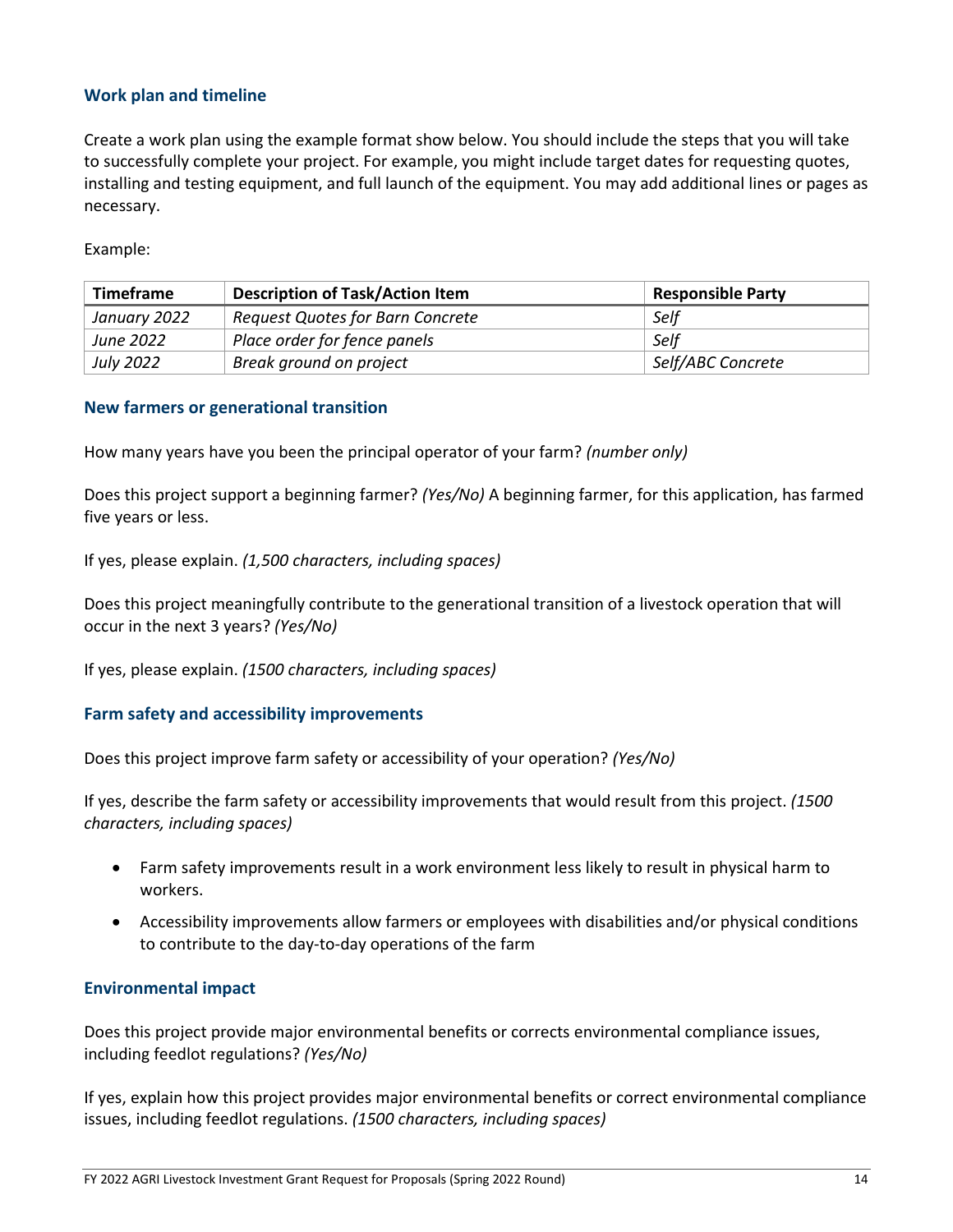### Work plan and timeline

Create a work plan using the example format show below. You should include the steps that you will take to successfully complete your project. For example, you might include target dates for requesting quotes, installing and testing equipment, and full launch of the equipment. You may add additional lines or pages as necessary.

Example:

| Timeframe | Description of Task/Action Item | Responsible Party |
|---|---|---|
| *January 2022* | *Request Quotes for Barn Concrete* | *Self* |
| *June 2022* | *Place order for fence panels* | *Self* |
| *July 2022* | *Break ground on project* | *Self/ABC Concrete* |

### New farmers or generational transition

How many years have you been the principal operator of your farm? *(number only)*

Does this project support a beginning farmer? *(Yes/No)* A beginning farmer, for this application, has farmed five years or less.

If yes, please explain. *(1,500 characters, including spaces)*

Does this project meaningfully contribute to the generational transition of a livestock operation that will occur in the next 3 years? *(Yes/No)*

If yes, please explain. *(1500 characters, including spaces)*

### Farm safety and accessibility improvements

Does this project improve farm safety or accessibility of your operation? *(Yes/No)*

If yes, describe the farm safety or accessibility improvements that would result from this project. *(1500 characters, including spaces)*

- Farm safety improvements result in a work environment less likely to result in physical harm to workers.
- Accessibility improvements allow farmers or employees with disabilities and/or physical conditions to contribute to the day-to-day operations of the farm

### Environmental impact

Does this project provide major environmental benefits or corrects environmental compliance issues, including feedlot regulations? *(Yes/No)*

If yes, explain how this project provides major environmental benefits or correct environmental compliance issues, including feedlot regulations. *(1500 characters, including spaces)*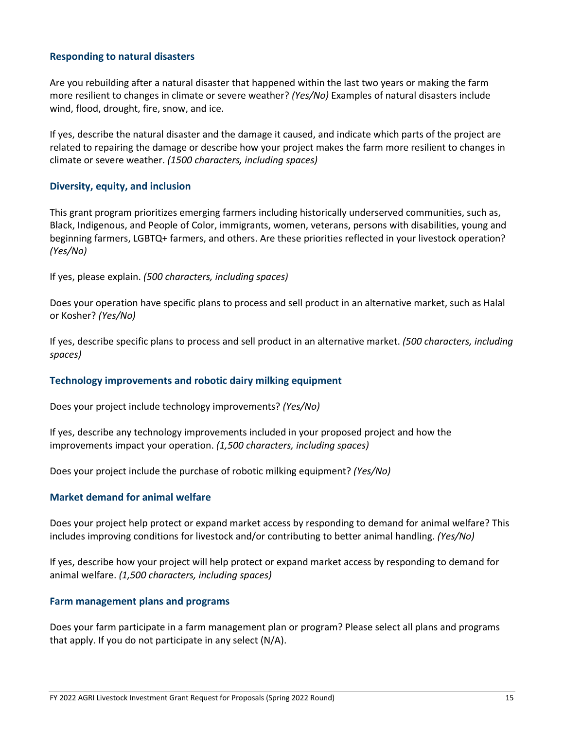### Responding to natural disasters

Are you rebuilding after a natural disaster that happened within the last two years or making the farm more resilient to changes in climate or severe weather? *(Yes/No)* Examples of natural disasters include wind, flood, drought, fire, snow, and ice.

If yes, describe the natural disaster and the damage it caused, and indicate which parts of the project are related to repairing the damage or describe how your project makes the farm more resilient to changes in climate or severe weather. *(1500 characters, including spaces)*

### Diversity, equity, and inclusion

This grant program prioritizes emerging farmers including historically underserved communities, such as, Black, Indigenous, and People of Color, immigrants, women, veterans, persons with disabilities, young and beginning farmers, LGBTQ+ farmers, and others. Are these priorities reflected in your livestock operation? *(Yes/No)*

If yes, please explain. *(500 characters, including spaces)*

Does your operation have specific plans to process and sell product in an alternative market, such as Halal or Kosher? *(Yes/No)*

If yes, describe specific plans to process and sell product in an alternative market. *(500 characters, including spaces)*

### Technology improvements and robotic dairy milking equipment

Does your project include technology improvements? *(Yes/No)*

If yes, describe any technology improvements included in your proposed project and how the improvements impact your operation. *(1,500 characters, including spaces)*

Does your project include the purchase of robotic milking equipment? *(Yes/No)*

### Market demand for animal welfare

Does your project help protect or expand market access by responding to demand for animal welfare? This includes improving conditions for livestock and/or contributing to better animal handling. *(Yes/No)*

If yes, describe how your project will help protect or expand market access by responding to demand for animal welfare. *(1,500 characters, including spaces)*

### Farm management plans and programs

Does your farm participate in a farm management plan or program? Please select all plans and programs that apply. If you do not participate in any select (N/A).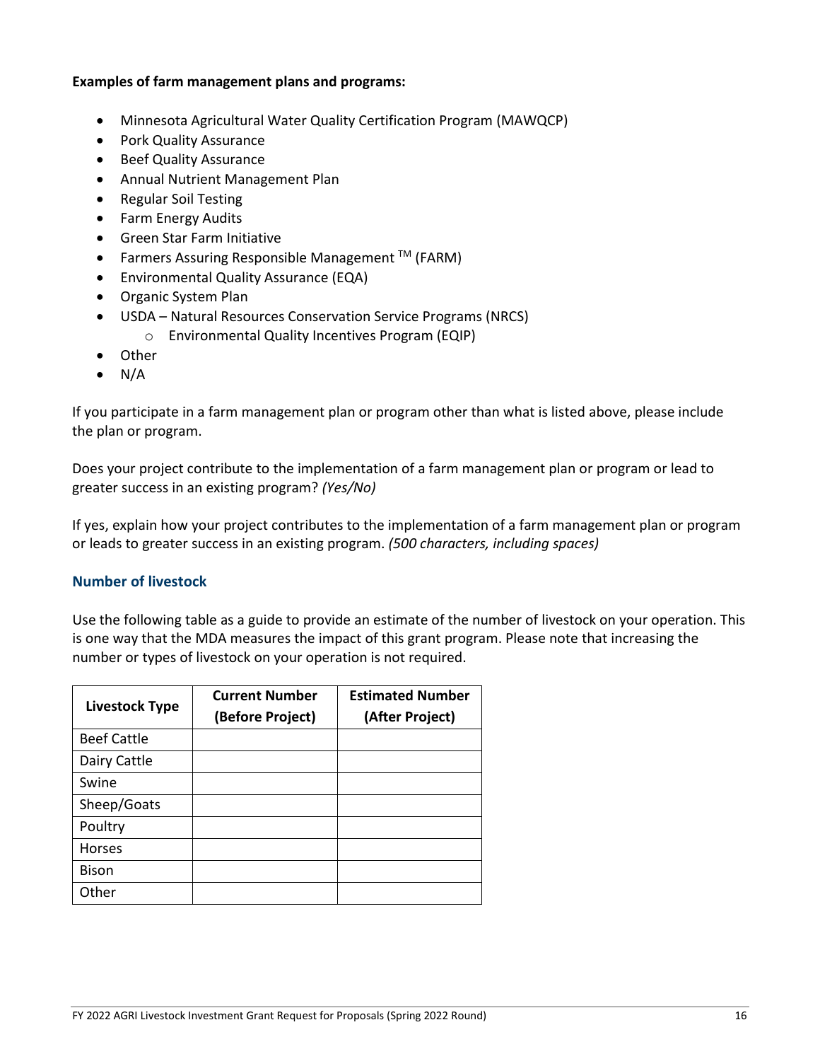**Examples of farm management plans and programs:**

- Minnesota Agricultural Water Quality Certification Program (MAWQCP)
- Pork Quality Assurance
- Beef Quality Assurance
- Annual Nutrient Management Plan
- Regular Soil Testing
- Farm Energy Audits
- Green Star Farm Initiative
- Farmers Assuring Responsible Management ™ (FARM)
- Environmental Quality Assurance (EQA)
- Organic System Plan
- USDA – Natural Resources Conservation Service Programs (NRCS)
  - Environmental Quality Incentives Program (EQIP)
- Other
- N/A

If you participate in a farm management plan or program other than what is listed above, please include the plan or program.

Does your project contribute to the implementation of a farm management plan or program or lead to greater success in an existing program? *(Yes/No)*

If yes, explain how your project contributes to the implementation of a farm management plan or program or leads to greater success in an existing program. *(500 characters, including spaces)*

### Number of livestock

Use the following table as a guide to provide an estimate of the number of livestock on your operation. This is one way that the MDA measures the impact of this grant program. Please note that increasing the number or types of livestock on your operation is not required.

| Livestock Type | Current Number (Before Project) | Estimated Number (After Project) |
|---|---|---|
| Beef Cattle | | |
| Dairy Cattle | | |
| Swine | | |
| Sheep/Goats | | |
| Poultry | | |
| Horses | | |
| Bison | | |
| Other | | |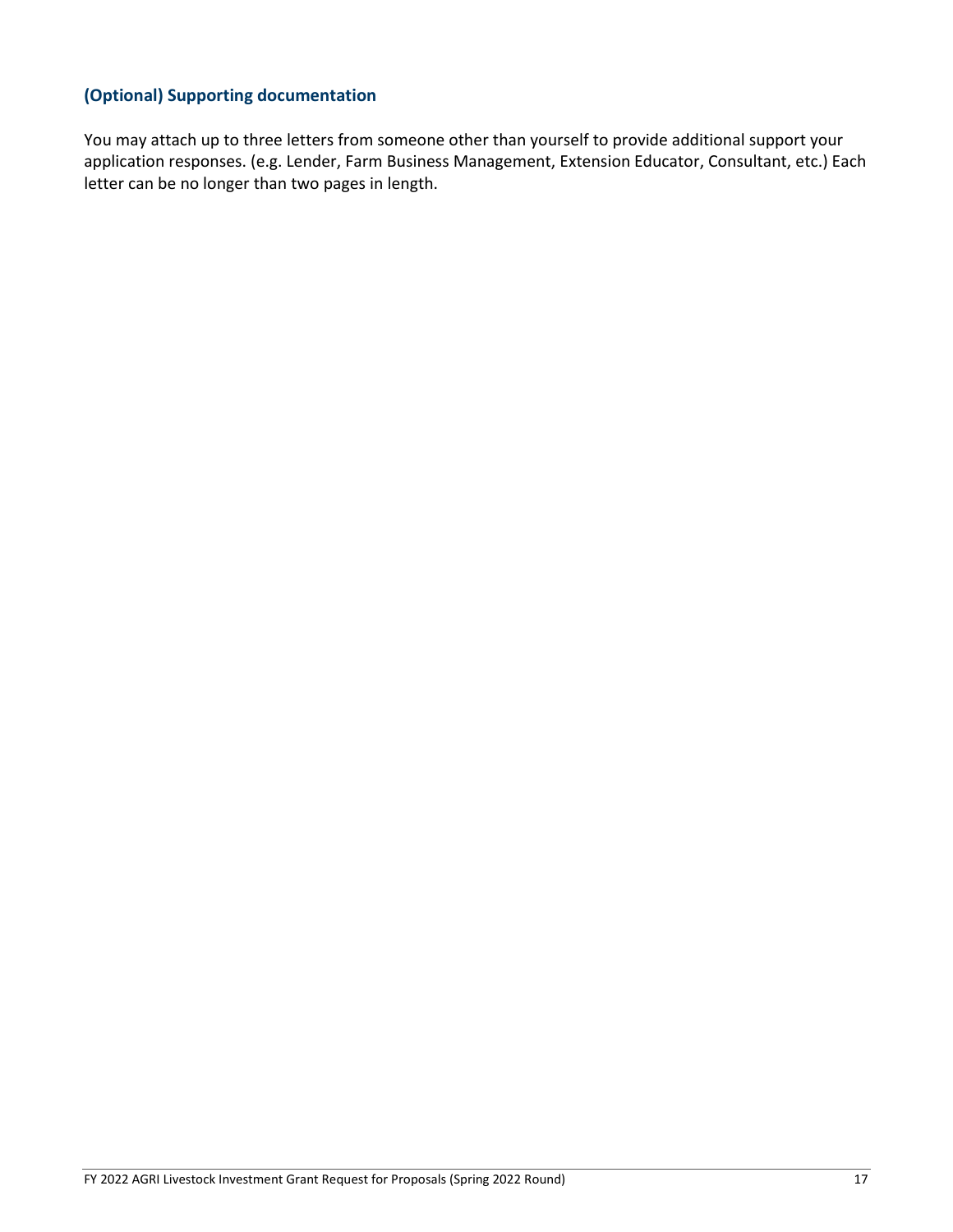### (Optional) Supporting documentation

You may attach up to three letters from someone other than yourself to provide additional support your application responses. (e.g. Lender, Farm Business Management, Extension Educator, Consultant, etc.) Each letter can be no longer than two pages in length.